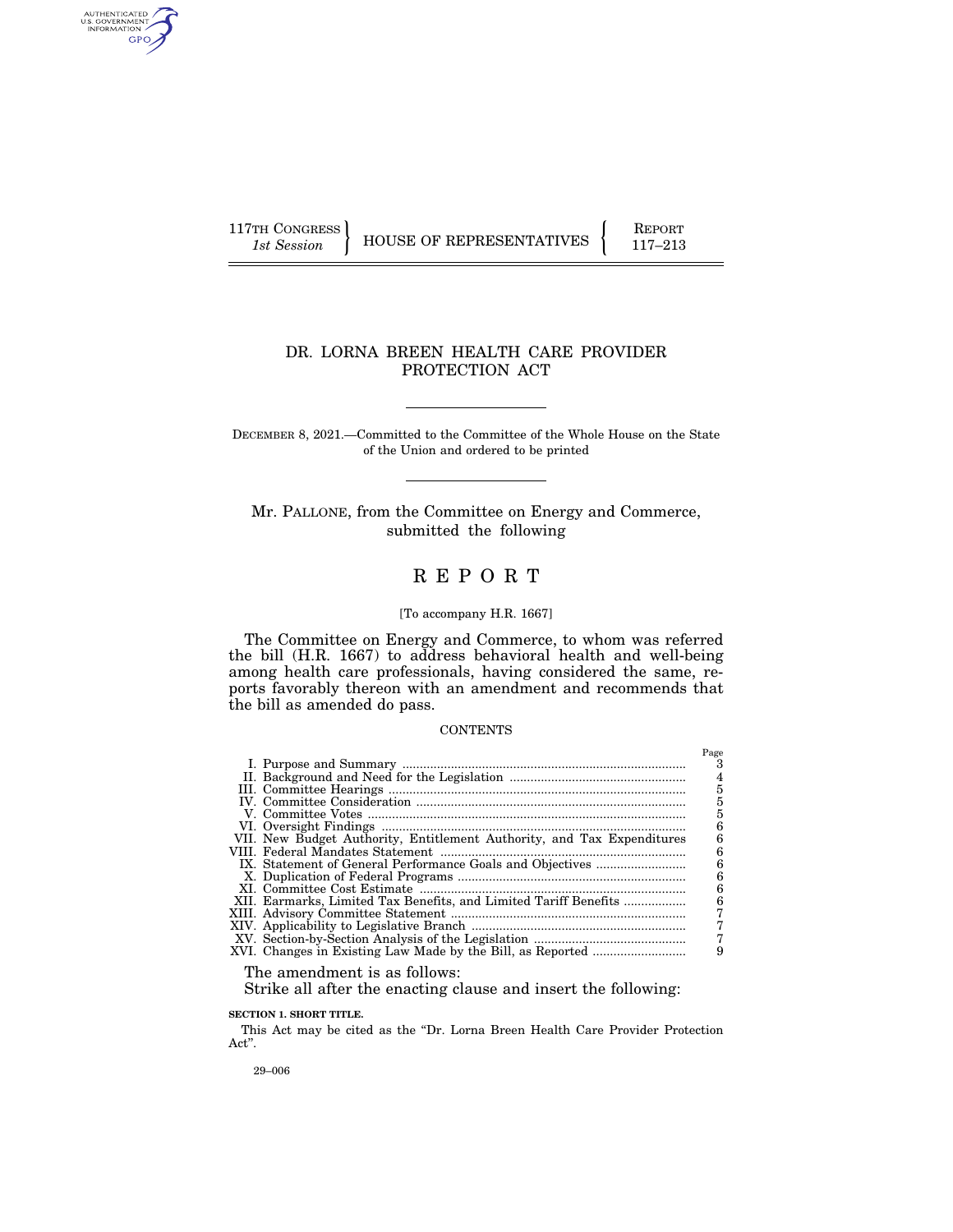117TH CONGRESS
*1st Session*

HOUSE OF REPRESENTATIVES

REPORT
117–213

# DR. LORNA BREEN HEALTH CARE PROVIDER PROTECTION ACT

DECEMBER 8, 2021.—Committed to the Committee of the Whole House on the State of the Union and ordered to be printed

Mr. PALLONE, from the Committee on Energy and Commerce, submitted the following

# REPORT

[To accompany H.R. 1667]

The Committee on Energy and Commerce, to whom was referred the bill (H.R. 1667) to address behavioral health and well-being among health care professionals, having considered the same, reports favorably thereon with an amendment and recommends that the bill as amended do pass.

## CONTENTS

| | Page |
|---|---|
| I. Purpose and Summary | 3 |
| II. Background and Need for the Legislation | 4 |
| III. Committee Hearings | 5 |
| IV. Committee Consideration | 5 |
| V. Committee Votes | 5 |
| VI. Oversight Findings | 6 |
| VII. New Budget Authority, Entitlement Authority, and Tax Expenditures | 6 |
| VIII. Federal Mandates Statement | 6 |
| IX. Statement of General Performance Goals and Objectives | 6 |
| X. Duplication of Federal Programs | 6 |
| XI. Committee Cost Estimate | 6 |
| XII. Earmarks, Limited Tax Benefits, and Limited Tariff Benefits | 6 |
| XIII. Advisory Committee Statement | 7 |
| XIV. Applicability to Legislative Branch | 7 |
| XV. Section-by-Section Analysis of the Legislation | 7 |
| XVI. Changes in Existing Law Made by the Bill, as Reported | 9 |

The amendment is as follows:

Strike all after the enacting clause and insert the following:

**SECTION 1. SHORT TITLE.**

This Act may be cited as the "Dr. Lorna Breen Health Care Provider Protection Act".

29–006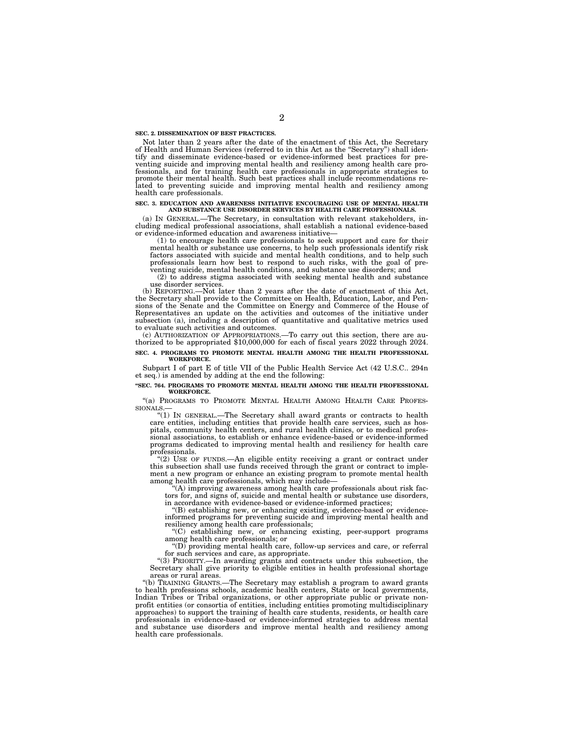**SEC. 2. DISSEMINATION OF BEST PRACTICES.**

Not later than 2 years after the date of the enactment of this Act, the Secretary of Health and Human Services (referred to in this Act as the "Secretary") shall identify and disseminate evidence-based or evidence-informed best practices for preventing suicide and improving mental health and resiliency among health care professionals, and for training health care professionals in appropriate strategies to promote their mental health. Such best practices shall include recommendations related to preventing suicide and improving mental health and resiliency among health care professionals.

**SEC. 3. EDUCATION AND AWARENESS INITIATIVE ENCOURAGING USE OF MENTAL HEALTH AND SUBSTANCE USE DISORDER SERVICES BY HEALTH CARE PROFESSIONALS.**

(a) IN GENERAL.—The Secretary, in consultation with relevant stakeholders, including medical professional associations, shall establish a national evidence-based or evidence-informed education and awareness initiative—

(1) to encourage health care professionals to seek support and care for their mental health or substance use concerns, to help such professionals identify risk factors associated with suicide and mental health conditions, and to help such professionals learn how best to respond to such risks, with the goal of preventing suicide, mental health conditions, and substance use disorders; and

(2) to address stigma associated with seeking mental health and substance use disorder services.

(b) REPORTING.—Not later than 2 years after the date of enactment of this Act, the Secretary shall provide to the Committee on Health, Education, Labor, and Pensions of the Senate and the Committee on Energy and Commerce of the House of Representatives an update on the activities and outcomes of the initiative under subsection (a), including a description of quantitative and qualitative metrics used to evaluate such activities and outcomes.

(c) AUTHORIZATION OF APPROPRIATIONS.—To carry out this section, there are authorized to be appropriated $10,000,000 for each of fiscal years 2022 through 2024.

**SEC. 4. PROGRAMS TO PROMOTE MENTAL HEALTH AMONG THE HEALTH PROFESSIONAL WORKFORCE.**

Subpart I of part E of title VII of the Public Health Service Act (42 U.S.C.. 294n et seq.) is amended by adding at the end the following:

**"SEC. 764. PROGRAMS TO PROMOTE MENTAL HEALTH AMONG THE HEALTH PROFESSIONAL WORKFORCE.**

"(a) PROGRAMS TO PROMOTE MENTAL HEALTH AMONG HEALTH CARE PROFESSIONALS.—

"(1) IN GENERAL.—The Secretary shall award grants or contracts to health care entities, including entities that provide health care services, such as hospitals, community health centers, and rural health clinics, or to medical professional associations, to establish or enhance evidence-based or evidence-informed programs dedicated to improving mental health and resiliency for health care professionals.

"(2) USE OF FUNDS.—An eligible entity receiving a grant or contract under this subsection shall use funds received through the grant or contract to implement a new program or enhance an existing program to promote mental health among health care professionals, which may include—

"(A) improving awareness among health care professionals about risk factors for, and signs of, suicide and mental health or substance use disorders, in accordance with evidence-based or evidence-informed practices;

"(B) establishing new, or enhancing existing, evidence-based or evidence-informed programs for preventing suicide and improving mental health and resiliency among health care professionals;

"(C) establishing new, or enhancing existing, peer-support programs among health care professionals; or

"(D) providing mental health care, follow-up services and care, or referral for such services and care, as appropriate.

"(3) PRIORITY.—In awarding grants and contracts under this subsection, the Secretary shall give priority to eligible entities in health professional shortage areas or rural areas.

"(b) TRAINING GRANTS.—The Secretary may establish a program to award grants to health professions schools, academic health centers, State or local governments, Indian Tribes or Tribal organizations, or other appropriate public or private non-profit entities (or consortia of entities, including entities promoting multidisciplinary approaches) to support the training of health care students, residents, or health care professionals in evidence-based or evidence-informed strategies to address mental and substance use disorders and improve mental health and resiliency among health care professionals.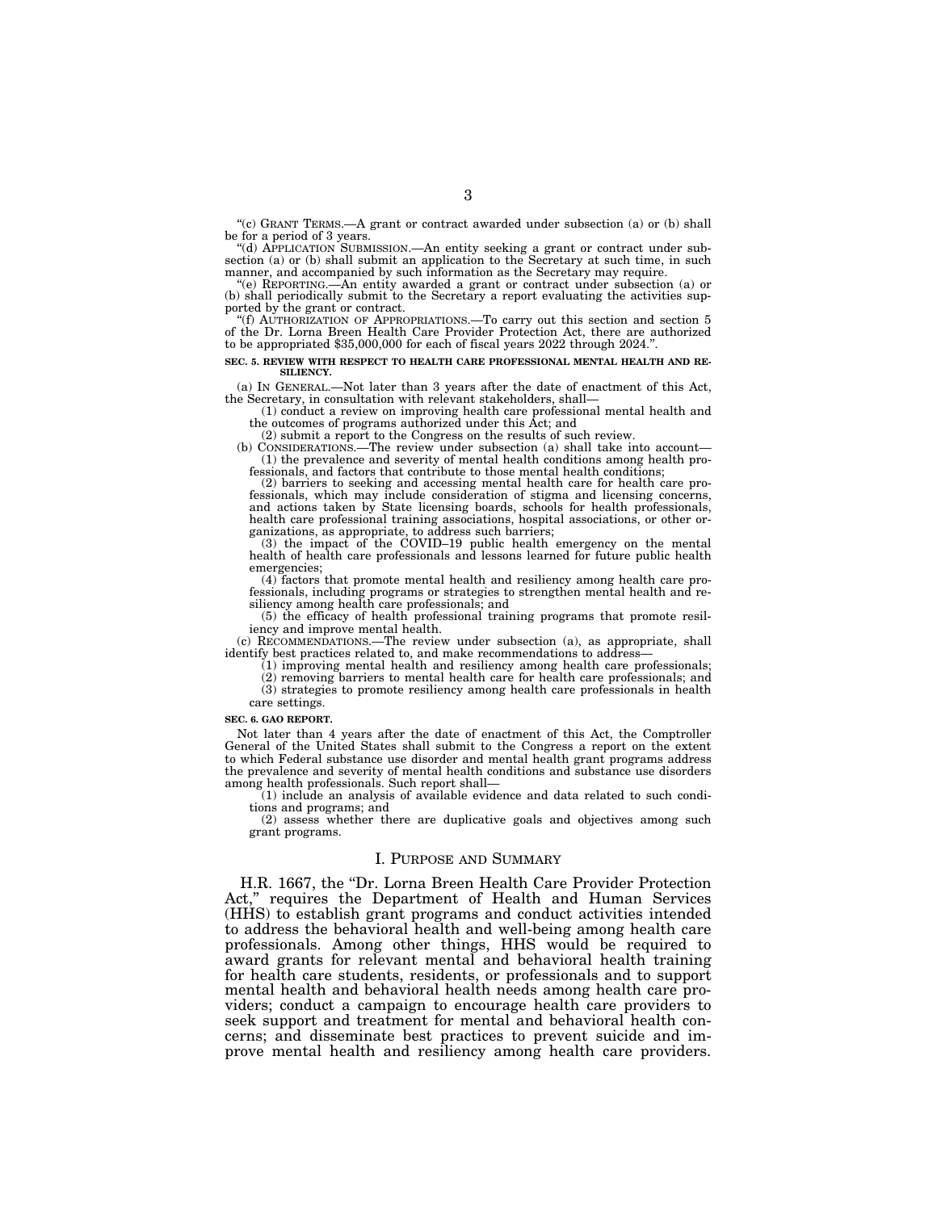"(c) GRANT TERMS.—A grant or contract awarded under subsection (a) or (b) shall be for a period of 3 years.

"(d) APPLICATION SUBMISSION.—An entity seeking a grant or contract under subsection (a) or (b) shall submit an application to the Secretary at such time, in such manner, and accompanied by such information as the Secretary may require.

"(e) REPORTING.—An entity awarded a grant or contract under subsection (a) or (b) shall periodically submit to the Secretary a report evaluating the activities supported by the grant or contract.

"(f) AUTHORIZATION OF APPROPRIATIONS.—To carry out this section and section 5 of the Dr. Lorna Breen Health Care Provider Protection Act, there are authorized to be appropriated $35,000,000 for each of fiscal years 2022 through 2024.".

**SEC. 5. REVIEW WITH RESPECT TO HEALTH CARE PROFESSIONAL MENTAL HEALTH AND RESILIENCY.**

(a) IN GENERAL.—Not later than 3 years after the date of enactment of this Act, the Secretary, in consultation with relevant stakeholders, shall—

(1) conduct a review on improving health care professional mental health and the outcomes of programs authorized under this Act; and

(2) submit a report to the Congress on the results of such review.

(b) CONSIDERATIONS.—The review under subsection (a) shall take into account—

(1) the prevalence and severity of mental health conditions among health professionals, and factors that contribute to those mental health conditions;

(2) barriers to seeking and accessing mental health care for health care professionals, which may include consideration of stigma and licensing concerns, and actions taken by State licensing boards, schools for health professionals, health care professional training associations, hospital associations, or other organizations, as appropriate, to address such barriers;

(3) the impact of the COVID–19 public health emergency on the mental health of health care professionals and lessons learned for future public health emergencies;

(4) factors that promote mental health and resiliency among health care professionals, including programs or strategies to strengthen mental health and resiliency among health care professionals; and

(5) the efficacy of health professional training programs that promote resiliency and improve mental health.

(c) RECOMMENDATIONS.—The review under subsection (a), as appropriate, shall identify best practices related to, and make recommendations to address—

(1) improving mental health and resiliency among health care professionals;

(2) removing barriers to mental health care for health care professionals; and

(3) strategies to promote resiliency among health care professionals in health care settings.

**SEC. 6. GAO REPORT.**

Not later than 4 years after the date of enactment of this Act, the Comptroller General of the United States shall submit to the Congress a report on the extent to which Federal substance use disorder and mental health grant programs address the prevalence and severity of mental health conditions and substance use disorders among health professionals. Such report shall—

(1) include an analysis of available evidence and data related to such conditions and programs; and

(2) assess whether there are duplicative goals and objectives among such grant programs.

## I. PURPOSE AND SUMMARY

H.R. 1667, the "Dr. Lorna Breen Health Care Provider Protection Act," requires the Department of Health and Human Services (HHS) to establish grant programs and conduct activities intended to address the behavioral health and well-being among health care professionals. Among other things, HHS would be required to award grants for relevant mental and behavioral health training for health care students, residents, or professionals and to support mental health and behavioral health needs among health care providers; conduct a campaign to encourage health care providers to seek support and treatment for mental and behavioral health concerns; and disseminate best practices to prevent suicide and improve mental health and resiliency among health care providers.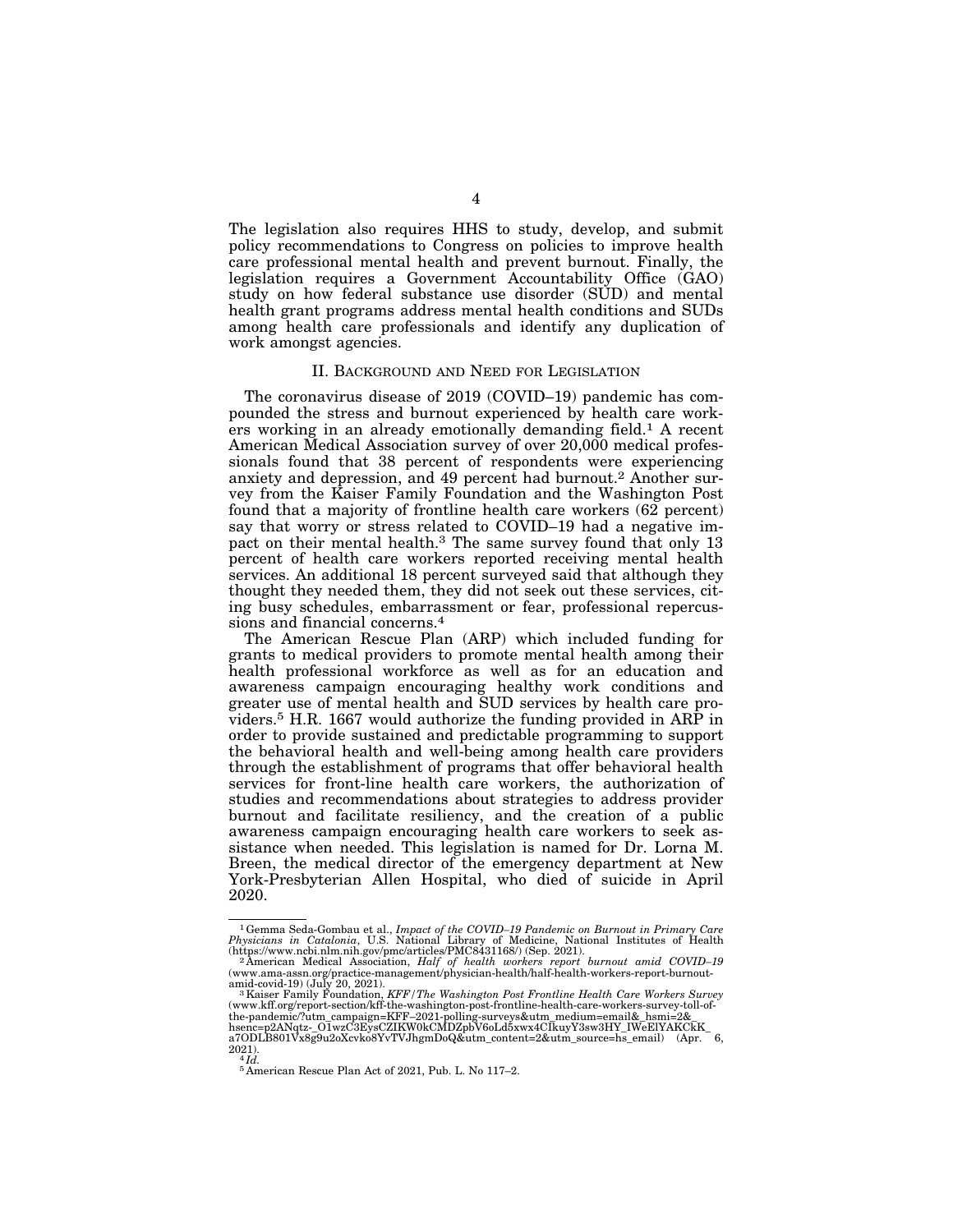The legislation also requires HHS to study, develop, and submit policy recommendations to Congress on policies to improve health care professional mental health and prevent burnout. Finally, the legislation requires a Government Accountability Office (GAO) study on how federal substance use disorder (SUD) and mental health grant programs address mental health conditions and SUDs among health care professionals and identify any duplication of work amongst agencies.

## II. Background and Need for Legislation

The coronavirus disease of 2019 (COVID–19) pandemic has compounded the stress and burnout experienced by health care workers working in an already emotionally demanding field.[1] A recent American Medical Association survey of over 20,000 medical professionals found that 38 percent of respondents were experiencing anxiety and depression, and 49 percent had burnout.[2] Another survey from the Kaiser Family Foundation and the Washington Post found that a majority of frontline health care workers (62 percent) say that worry or stress related to COVID–19 had a negative impact on their mental health.[3] The same survey found that only 13 percent of health care workers reported receiving mental health services. An additional 18 percent surveyed said that although they thought they needed them, they did not seek out these services, citing busy schedules, embarrassment or fear, professional repercussions and financial concerns.[4]

The American Rescue Plan (ARP) which included funding for grants to medical providers to promote mental health among their health professional workforce as well as for an education and awareness campaign encouraging healthy work conditions and greater use of mental health and SUD services by health care providers.[5] H.R. 1667 would authorize the funding provided in ARP in order to provide sustained and predictable programming to support the behavioral health and well-being among health care providers through the establishment of programs that offer behavioral health services for front-line health care workers, the authorization of studies and recommendations about strategies to address provider burnout and facilitate resiliency, and the creation of a public awareness campaign encouraging health care workers to seek assistance when needed. This legislation is named for Dr. Lorna M. Breen, the medical director of the emergency department at New York-Presbyterian Allen Hospital, who died of suicide in April 2020.

---

[1] Gemma Seda-Gombau et al., *Impact of the COVID–19 Pandemic on Burnout in Primary Care Physicians in Catalonia*, U.S. National Library of Medicine, National Institutes of Health (https://www.ncbi.nlm.nih.gov/pmc/articles/PMC8431168/) (Sep. 2021).

[2] American Medical Association, *Half of health workers report burnout amid COVID–19* (www.ama-assn.org/practice-management/physician-health/half-health-workers-report-burnout-amid-covid-19) (July 20, 2021).

[3] Kaiser Family Foundation, *KFF/The Washington Post Frontline Health Care Workers Survey* (www.kff.org/report-section/kff-the-washington-post-frontline-health-care-workers-survey-toll-of-the-pandemic/?utm_campaign=KFF–2021-polling-surveys&utm_medium=email&_hsmi=2&_hsenc=p2ANqtz-_O1wzC3EysCZIKW0kCMDZpbV6oLd5xwx4CIkuyY3sw3HY_IWeElYAKCkK_a7ODLB801Vx8g9u2oXcvko8YvTVJhgmDoQ&utm_content=2&utm_source=hs_email) (Apr. 6, 2021).

[4] *Id.*

[5] American Rescue Plan Act of 2021, Pub. L. No 117–2.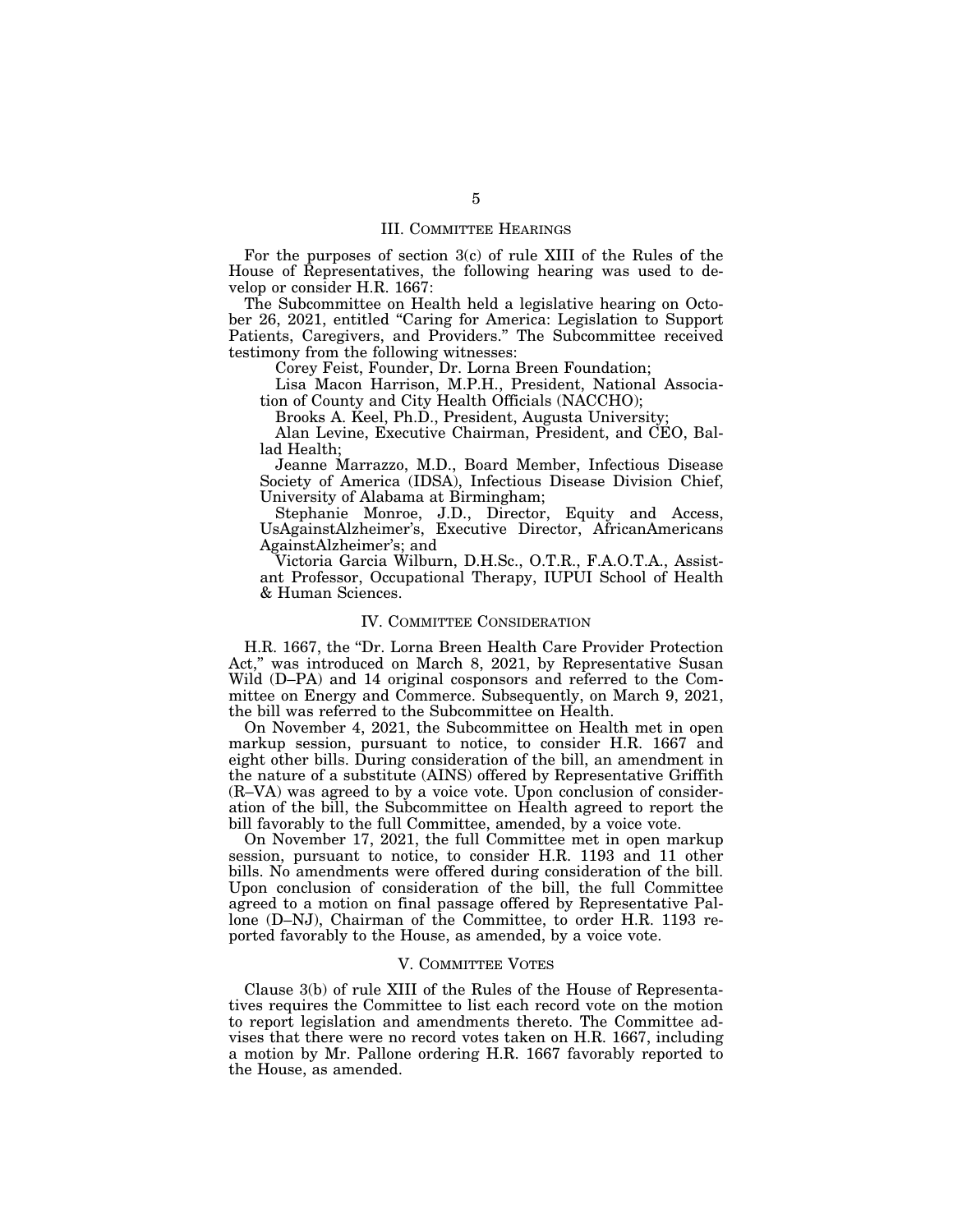## III. Committee Hearings

For the purposes of section 3(c) of rule XIII of the Rules of the House of Representatives, the following hearing was used to develop or consider H.R. 1667:

The Subcommittee on Health held a legislative hearing on October 26, 2021, entitled "Caring for America: Legislation to Support Patients, Caregivers, and Providers." The Subcommittee received testimony from the following witnesses:

Corey Feist, Founder, Dr. Lorna Breen Foundation;

Lisa Macon Harrison, M.P.H., President, National Association of County and City Health Officials (NACCHO);

Brooks A. Keel, Ph.D., President, Augusta University;

Alan Levine, Executive Chairman, President, and CEO, Ballad Health;

Jeanne Marrazzo, M.D., Board Member, Infectious Disease Society of America (IDSA), Infectious Disease Division Chief, University of Alabama at Birmingham;

Stephanie Monroe, J.D., Director, Equity and Access, UsAgainstAlzheimer's, Executive Director, AfricanAmericans AgainstAlzheimer's; and

Victoria Garcia Wilburn, D.H.Sc., O.T.R., F.A.O.T.A., Assistant Professor, Occupational Therapy, IUPUI School of Health & Human Sciences.

## IV. Committee Consideration

H.R. 1667, the "Dr. Lorna Breen Health Care Provider Protection Act," was introduced on March 8, 2021, by Representative Susan Wild (D–PA) and 14 original cosponsors and referred to the Committee on Energy and Commerce. Subsequently, on March 9, 2021, the bill was referred to the Subcommittee on Health.

On November 4, 2021, the Subcommittee on Health met in open markup session, pursuant to notice, to consider H.R. 1667 and eight other bills. During consideration of the bill, an amendment in the nature of a substitute (AINS) offered by Representative Griffith (R–VA) was agreed to by a voice vote. Upon conclusion of consideration of the bill, the Subcommittee on Health agreed to report the bill favorably to the full Committee, amended, by a voice vote.

On November 17, 2021, the full Committee met in open markup session, pursuant to notice, to consider H.R. 1193 and 11 other bills. No amendments were offered during consideration of the bill. Upon conclusion of consideration of the bill, the full Committee agreed to a motion on final passage offered by Representative Pallone (D–NJ), Chairman of the Committee, to order H.R. 1193 reported favorably to the House, as amended, by a voice vote.

## V. Committee Votes

Clause 3(b) of rule XIII of the Rules of the House of Representatives requires the Committee to list each record vote on the motion to report legislation and amendments thereto. The Committee advises that there were no record votes taken on H.R. 1667, including a motion by Mr. Pallone ordering H.R. 1667 favorably reported to the House, as amended.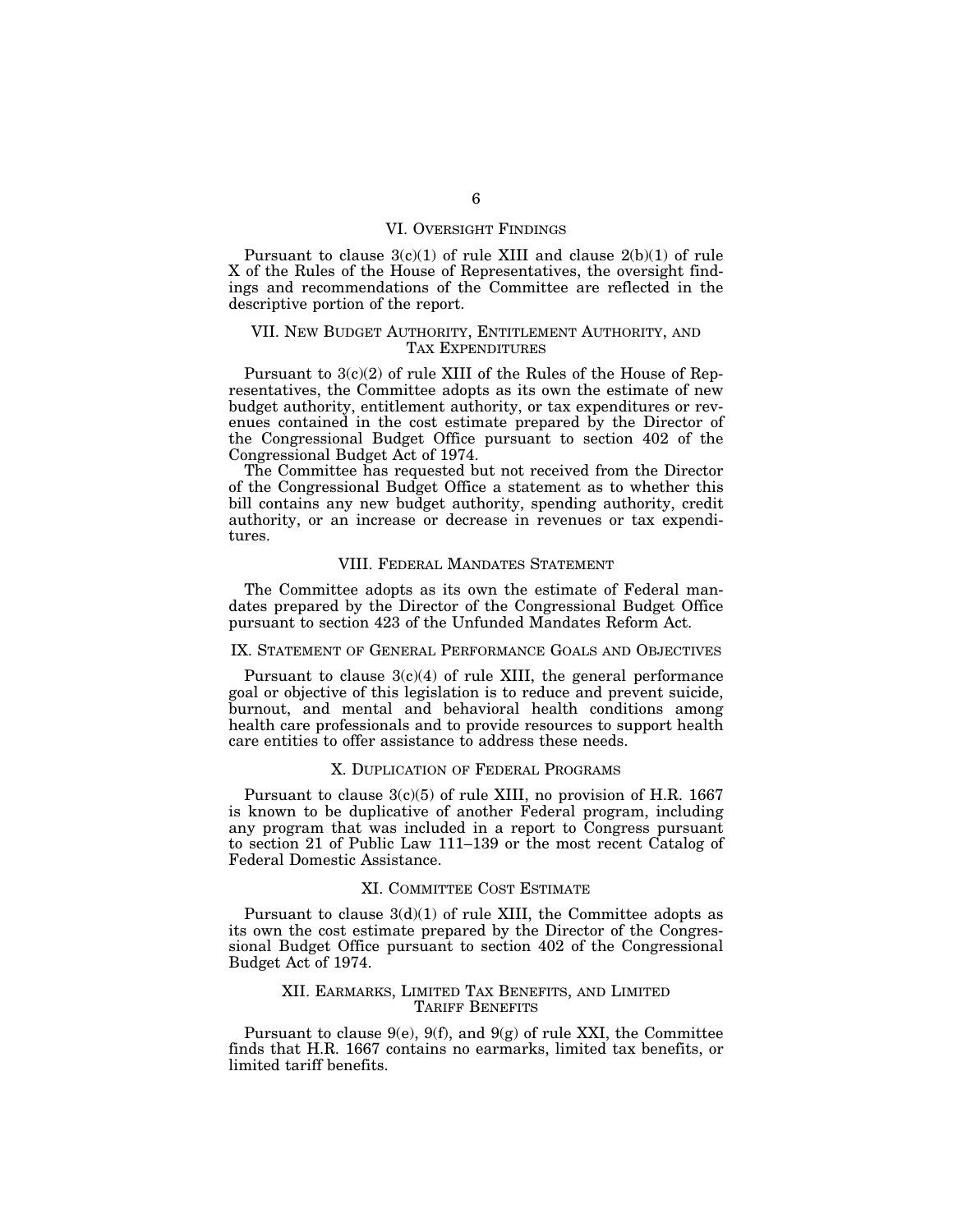## VI. OVERSIGHT FINDINGS

Pursuant to clause 3(c)(1) of rule XIII and clause 2(b)(1) of rule X of the Rules of the House of Representatives, the oversight findings and recommendations of the Committee are reflected in the descriptive portion of the report.

## VII. NEW BUDGET AUTHORITY, ENTITLEMENT AUTHORITY, AND TAX EXPENDITURES

Pursuant to 3(c)(2) of rule XIII of the Rules of the House of Representatives, the Committee adopts as its own the estimate of new budget authority, entitlement authority, or tax expenditures or revenues contained in the cost estimate prepared by the Director of the Congressional Budget Office pursuant to section 402 of the Congressional Budget Act of 1974.

The Committee has requested but not received from the Director of the Congressional Budget Office a statement as to whether this bill contains any new budget authority, spending authority, credit authority, or an increase or decrease in revenues or tax expenditures.

## VIII. FEDERAL MANDATES STATEMENT

The Committee adopts as its own the estimate of Federal mandates prepared by the Director of the Congressional Budget Office pursuant to section 423 of the Unfunded Mandates Reform Act.

## IX. STATEMENT OF GENERAL PERFORMANCE GOALS AND OBJECTIVES

Pursuant to clause 3(c)(4) of rule XIII, the general performance goal or objective of this legislation is to reduce and prevent suicide, burnout, and mental and behavioral health conditions among health care professionals and to provide resources to support health care entities to offer assistance to address these needs.

## X. DUPLICATION OF FEDERAL PROGRAMS

Pursuant to clause 3(c)(5) of rule XIII, no provision of H.R. 1667 is known to be duplicative of another Federal program, including any program that was included in a report to Congress pursuant to section 21 of Public Law 111–139 or the most recent Catalog of Federal Domestic Assistance.

## XI. COMMITTEE COST ESTIMATE

Pursuant to clause 3(d)(1) of rule XIII, the Committee adopts as its own the cost estimate prepared by the Director of the Congressional Budget Office pursuant to section 402 of the Congressional Budget Act of 1974.

## XII. EARMARKS, LIMITED TAX BENEFITS, AND LIMITED TARIFF BENEFITS

Pursuant to clause 9(e), 9(f), and 9(g) of rule XXI, the Committee finds that H.R. 1667 contains no earmarks, limited tax benefits, or limited tariff benefits.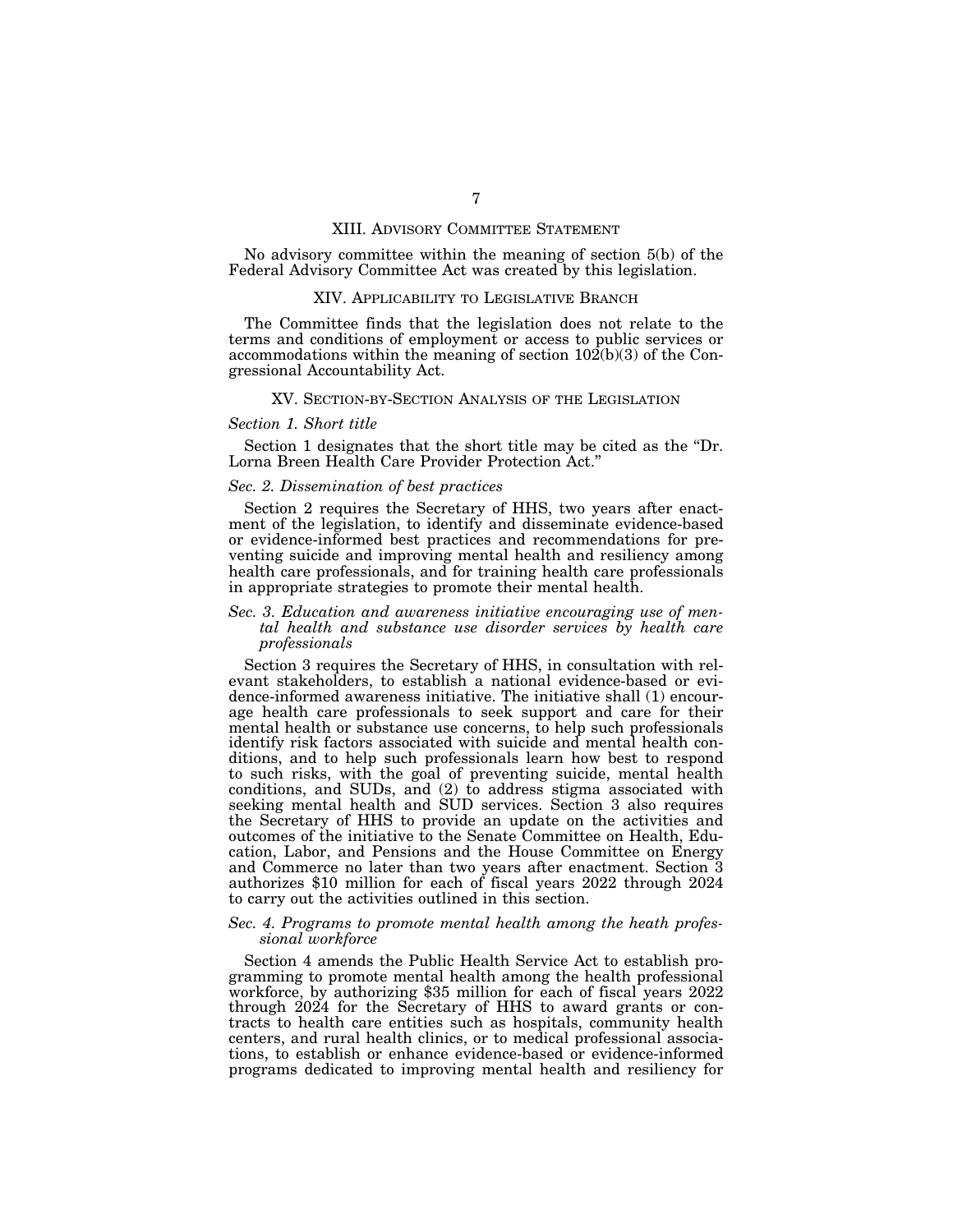## XIII. Advisory Committee Statement

No advisory committee within the meaning of section 5(b) of the Federal Advisory Committee Act was created by this legislation.

## XIV. Applicability to Legislative Branch

The Committee finds that the legislation does not relate to the terms and conditions of employment or access to public services or accommodations within the meaning of section 102(b)(3) of the Congressional Accountability Act.

## XV. Section-by-Section Analysis of the Legislation

### *Section 1. Short title*

Section 1 designates that the short title may be cited as the "Dr. Lorna Breen Health Care Provider Protection Act."

### *Sec. 2. Dissemination of best practices*

Section 2 requires the Secretary of HHS, two years after enactment of the legislation, to identify and disseminate evidence-based or evidence-informed best practices and recommendations for preventing suicide and improving mental health and resiliency among health care professionals, and for training health care professionals in appropriate strategies to promote their mental health.

### *Sec. 3. Education and awareness initiative encouraging use of mental health and substance use disorder services by health care professionals*

Section 3 requires the Secretary of HHS, in consultation with relevant stakeholders, to establish a national evidence-based or evidence-informed awareness initiative. The initiative shall (1) encourage health care professionals to seek support and care for their mental health or substance use concerns, to help such professionals identify risk factors associated with suicide and mental health conditions, and to help such professionals learn how best to respond to such risks, with the goal of preventing suicide, mental health conditions, and SUDs, and (2) to address stigma associated with seeking mental health and SUD services. Section 3 also requires the Secretary of HHS to provide an update on the activities and outcomes of the initiative to the Senate Committee on Health, Education, Labor, and Pensions and the House Committee on Energy and Commerce no later than two years after enactment. Section 3 authorizes $10 million for each of fiscal years 2022 through 2024 to carry out the activities outlined in this section.

### *Sec. 4. Programs to promote mental health among the heath professional workforce*

Section 4 amends the Public Health Service Act to establish programming to promote mental health among the health professional workforce, by authorizing $35 million for each of fiscal years 2022 through 2024 for the Secretary of HHS to award grants or contracts to health care entities such as hospitals, community health centers, and rural health clinics, or to medical professional associations, to establish or enhance evidence-based or evidence-informed programs dedicated to improving mental health and resiliency for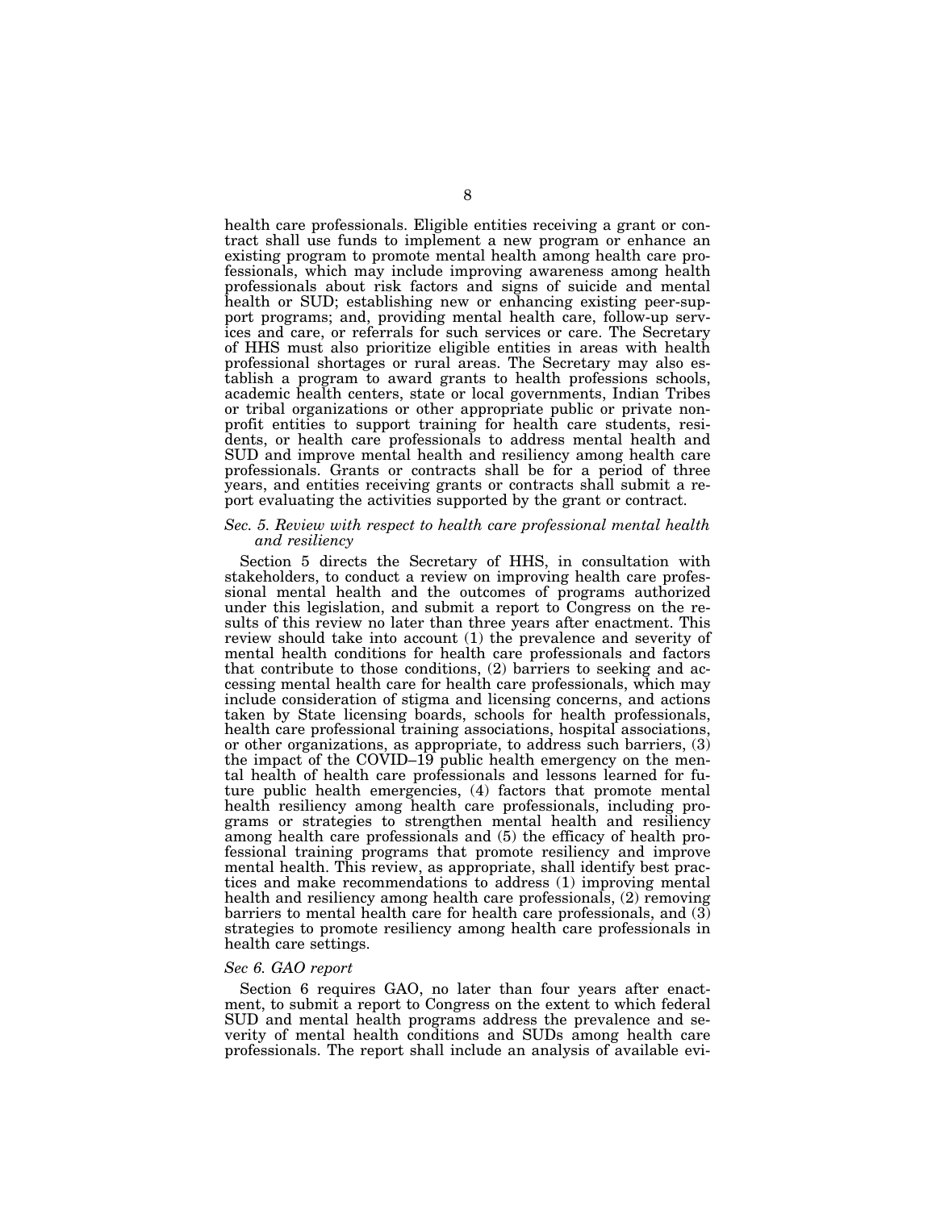health care professionals. Eligible entities receiving a grant or contract shall use funds to implement a new program or enhance an existing program to promote mental health among health care professionals, which may include improving awareness among health professionals about risk factors and signs of suicide and mental health or SUD; establishing new or enhancing existing peer-support programs; and, providing mental health care, follow-up services and care, or referrals for such services or care. The Secretary of HHS must also prioritize eligible entities in areas with health professional shortages or rural areas. The Secretary may also establish a program to award grants to health professions schools, academic health centers, state or local governments, Indian Tribes or tribal organizations or other appropriate public or private nonprofit entities to support training for health care students, residents, or health care professionals to address mental health and SUD and improve mental health and resiliency among health care professionals. Grants or contracts shall be for a period of three years, and entities receiving grants or contracts shall submit a report evaluating the activities supported by the grant or contract.

*Sec. 5. Review with respect to health care professional mental health and resiliency*

Section 5 directs the Secretary of HHS, in consultation with stakeholders, to conduct a review on improving health care professional mental health and the outcomes of programs authorized under this legislation, and submit a report to Congress on the results of this review no later than three years after enactment. This review should take into account (1) the prevalence and severity of mental health conditions for health care professionals and factors that contribute to those conditions, (2) barriers to seeking and accessing mental health care for health care professionals, which may include consideration of stigma and licensing concerns, and actions taken by State licensing boards, schools for health professionals, health care professional training associations, hospital associations, or other organizations, as appropriate, to address such barriers, (3) the impact of the COVID–19 public health emergency on the mental health of health care professionals and lessons learned for future public health emergencies, (4) factors that promote mental health resiliency among health care professionals, including programs or strategies to strengthen mental health and resiliency among health care professionals and (5) the efficacy of health professional training programs that promote resiliency and improve mental health. This review, as appropriate, shall identify best practices and make recommendations to address (1) improving mental health and resiliency among health care professionals, (2) removing barriers to mental health care for health care professionals, and (3) strategies to promote resiliency among health care professionals in health care settings.

*Sec 6. GAO report*

Section 6 requires GAO, no later than four years after enactment, to submit a report to Congress on the extent to which federal SUD and mental health programs address the prevalence and severity of mental health conditions and SUDs among health care professionals. The report shall include an analysis of available evi-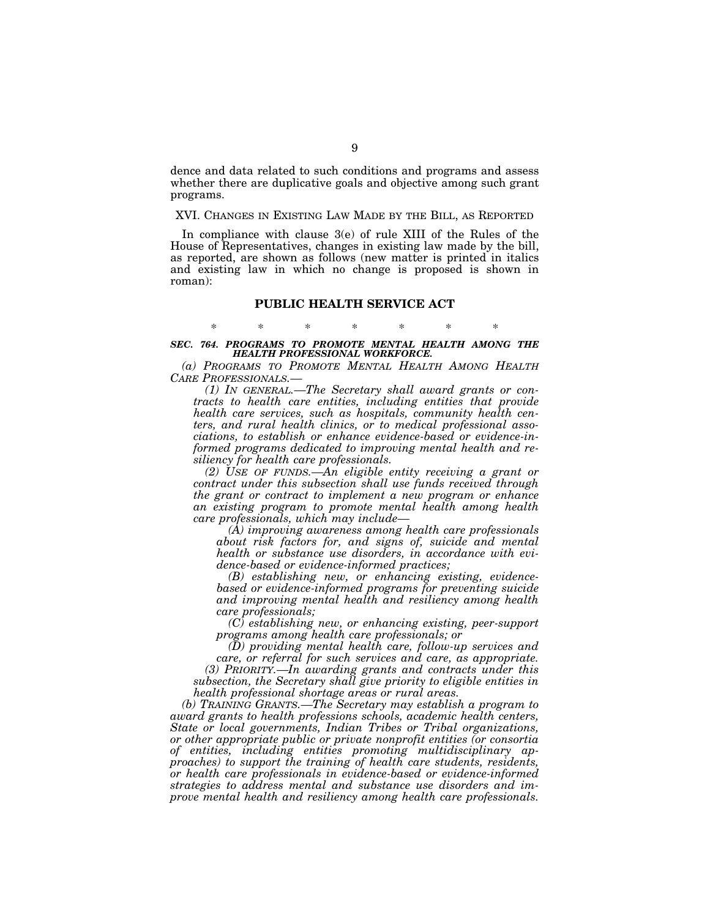dence and data related to such conditions and programs and assess whether there are duplicative goals and objective among such grant programs.

## XVI. CHANGES IN EXISTING LAW MADE BY THE BILL, AS REPORTED

In compliance with clause 3(e) of rule XIII of the Rules of the House of Representatives, changes in existing law made by the bill, as reported, are shown as follows (new matter is printed in italics and existing law in which no change is proposed is shown in roman):

## PUBLIC HEALTH SERVICE ACT

\* \* \* \* \* \* \*

***SEC. 764. PROGRAMS TO PROMOTE MENTAL HEALTH AMONG THE HEALTH PROFESSIONAL WORKFORCE.***

*(a) PROGRAMS TO PROMOTE MENTAL HEALTH AMONG HEALTH CARE PROFESSIONALS.—*

*(1) IN GENERAL.—The Secretary shall award grants or contracts to health care entities, including entities that provide health care services, such as hospitals, community health centers, and rural health clinics, or to medical professional associations, to establish or enhance evidence-based or evidence-informed programs dedicated to improving mental health and resiliency for health care professionals.*

*(2) USE OF FUNDS.—An eligible entity receiving a grant or contract under this subsection shall use funds received through the grant or contract to implement a new program or enhance an existing program to promote mental health among health care professionals, which may include—*

*(A) improving awareness among health care professionals about risk factors for, and signs of, suicide and mental health or substance use disorders, in accordance with evidence-based or evidence-informed practices;*

*(B) establishing new, or enhancing existing, evidence-based or evidence-informed programs for preventing suicide and improving mental health and resiliency among health care professionals;*

*(C) establishing new, or enhancing existing, peer-support programs among health care professionals; or*

*(D) providing mental health care, follow-up services and care, or referral for such services and care, as appropriate.*

*(3) PRIORITY.—In awarding grants and contracts under this subsection, the Secretary shall give priority to eligible entities in health professional shortage areas or rural areas.*

*(b) TRAINING GRANTS.—The Secretary may establish a program to award grants to health professions schools, academic health centers, State or local governments, Indian Tribes or Tribal organizations, or other appropriate public or private nonprofit entities (or consortia of entities, including entities promoting multidisciplinary approaches) to support the training of health care students, residents, or health care professionals in evidence-based or evidence-informed strategies to address mental and substance use disorders and improve mental health and resiliency among health care professionals.*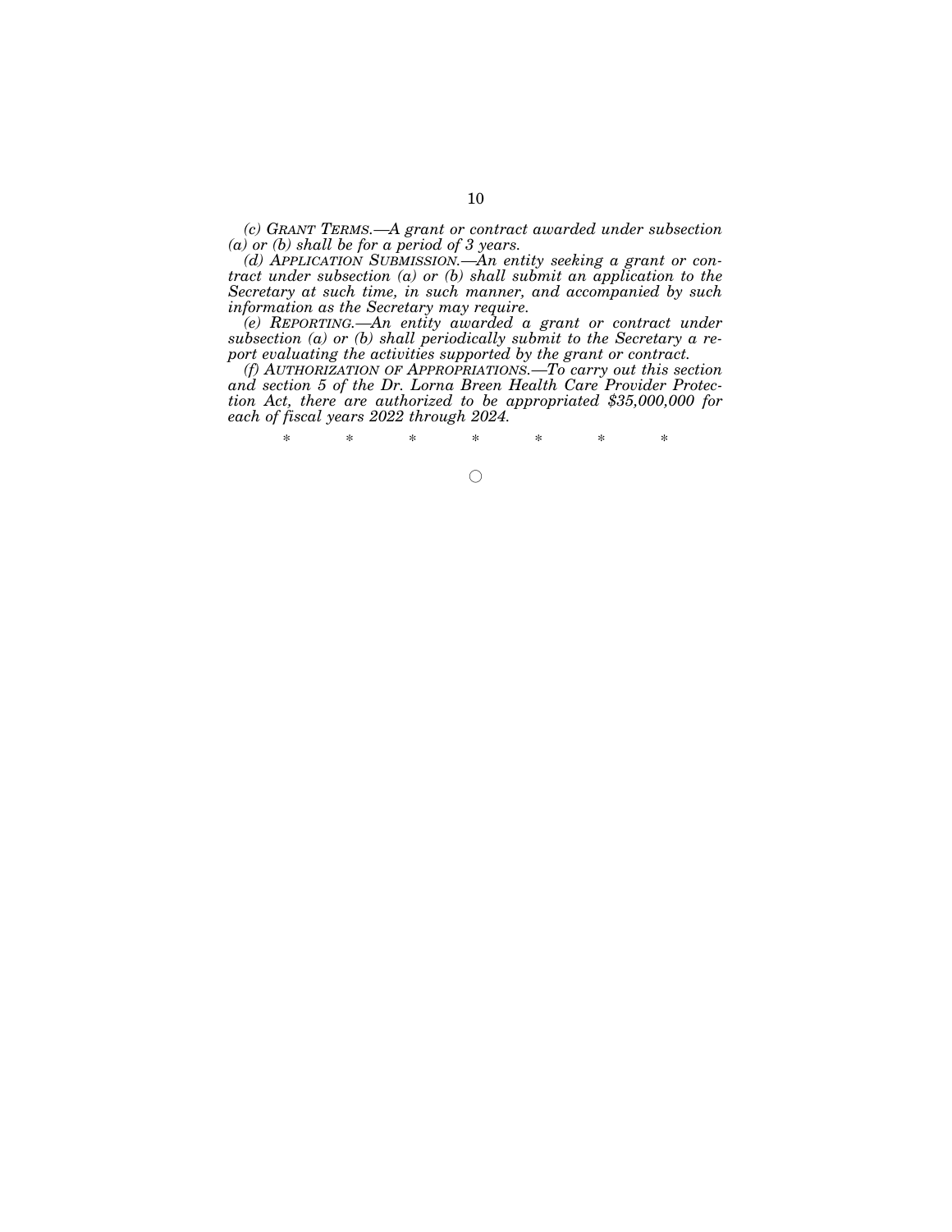*(c) GRANT TERMS.—A grant or contract awarded under subsection (a) or (b) shall be for a period of 3 years.*

*(d) APPLICATION SUBMISSION.—An entity seeking a grant or contract under subsection (a) or (b) shall submit an application to the Secretary at such time, in such manner, and accompanied by such information as the Secretary may require.*

*(e) REPORTING.—An entity awarded a grant or contract under subsection (a) or (b) shall periodically submit to the Secretary a report evaluating the activities supported by the grant or contract.*

*(f) AUTHORIZATION OF APPROPRIATIONS.—To carry out this section and section 5 of the Dr. Lorna Breen Health Care Provider Protection Act, there are authorized to be appropriated $35,000,000 for each of fiscal years 2022 through 2024.*

\* \* \* \* \* \* \*

○